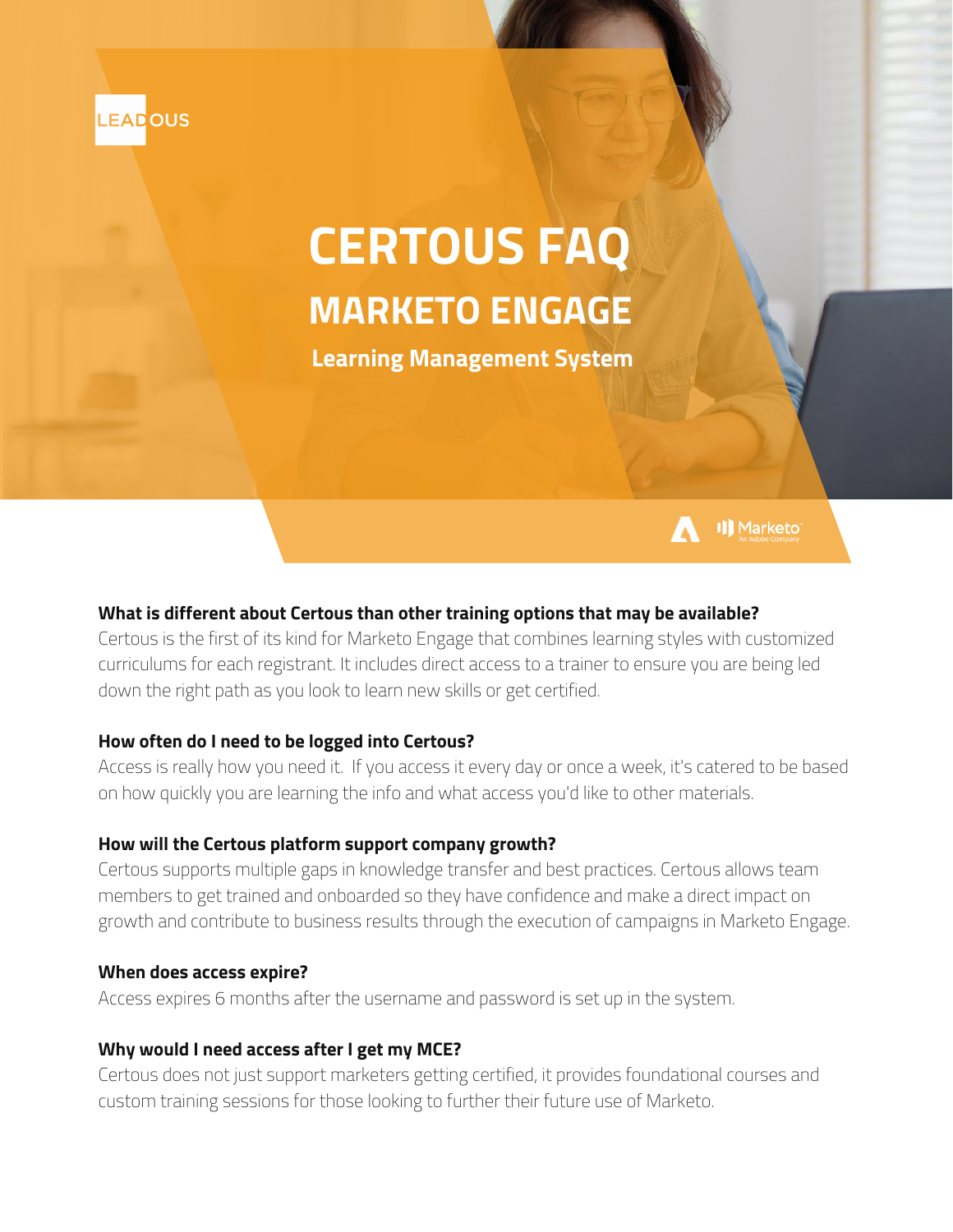LEADOUS

# CERTOUS FAQ

## MARKETO ENGAGE

### Learning Management System

Marketo An Adobe Company

**What is different about Certous than other training options that may be available?**

Certous is the first of its kind for Marketo Engage that combines learning styles with customized curriculums for each registrant. It includes direct access to a trainer to ensure you are being led down the right path as you look to learn new skills or get certified.

**How often do I need to be logged into Certous?**

Access is really how you need it. If you access it every day or once a week, it's catered to be based on how quickly you are learning the info and what access you'd like to other materials.

**How will the Certous platform support company growth?**

Certous supports multiple gaps in knowledge transfer and best practices. Certous allows team members to get trained and onboarded so they have confidence and make a direct impact on growth and contribute to business results through the execution of campaigns in Marketo Engage.

**When does access expire?**

Access expires 6 months after the username and password is set up in the system.

**Why would I need access after I get my MCE?**

Certous does not just support marketers getting certified, it provides foundational courses and custom training sessions for those looking to further their future use of Marketo.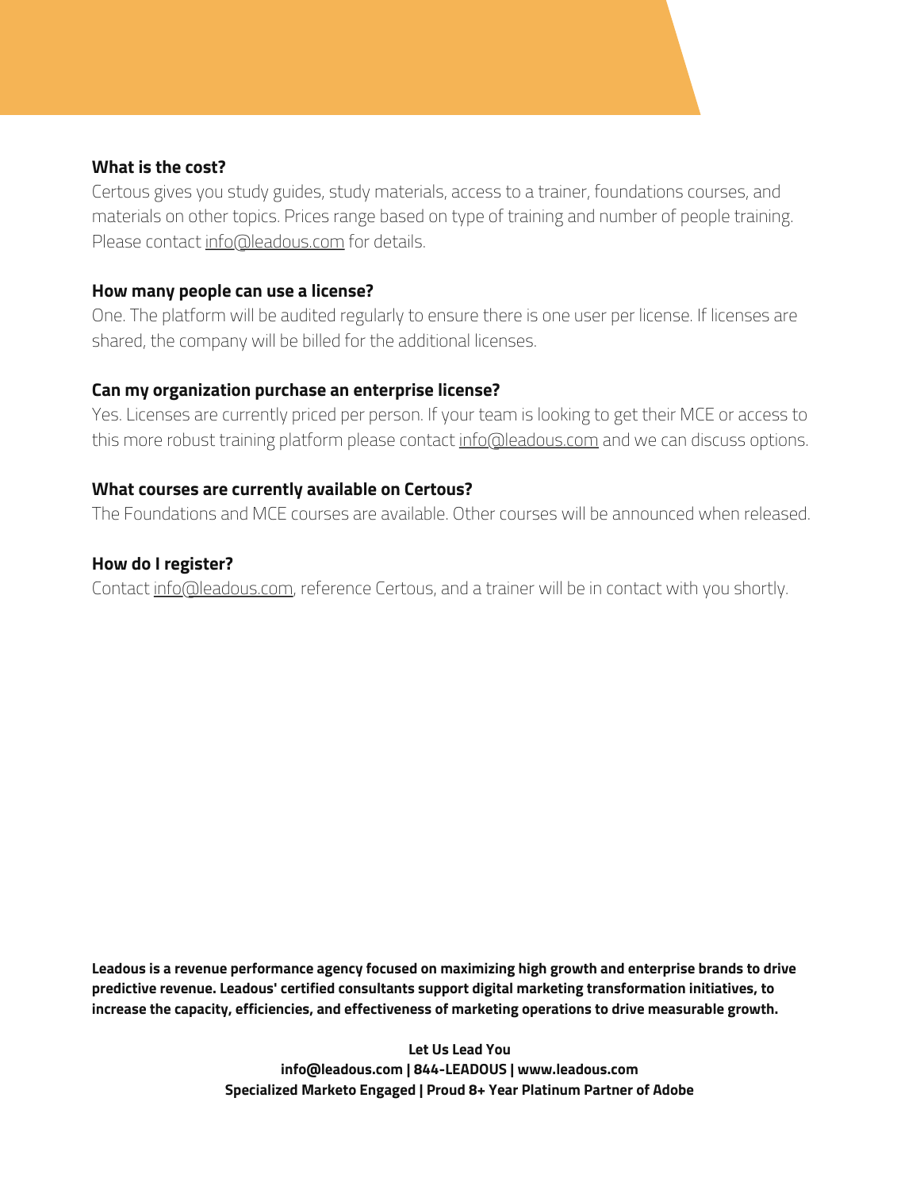### What is the cost?

Certous gives you study guides, study materials, access to a trainer, foundations courses, and materials on other topics. Prices range based on type of training and number of people training. Please contact info@leadous.com for details.

### How many people can use a license?

One. The platform will be audited regularly to ensure there is one user per license. If licenses are shared, the company will be billed for the additional licenses.

### Can my organization purchase an enterprise license?

Yes. Licenses are currently priced per person. If your team is looking to get their MCE or access to this more robust training platform please contact info@leadous.com and we can discuss options.

### What courses are currently available on Certous?

The Foundations and MCE courses are available. Other courses will be announced when released.

### How do I register?

Contact info@leadous.com, reference Certous, and a trainer will be in contact with you shortly.

**Leadous is a revenue performance agency focused on maximizing high growth and enterprise brands to drive predictive revenue. Leadous' certified consultants support digital marketing transformation initiatives, to increase the capacity, efficiencies, and effectiveness of marketing operations to drive measurable growth.**

**Let Us Lead You**
**info@leadous.com | 844-LEADOUS | www.leadous.com**
**Specialized Marketo Engaged | Proud 8+ Year Platinum Partner of Adobe**